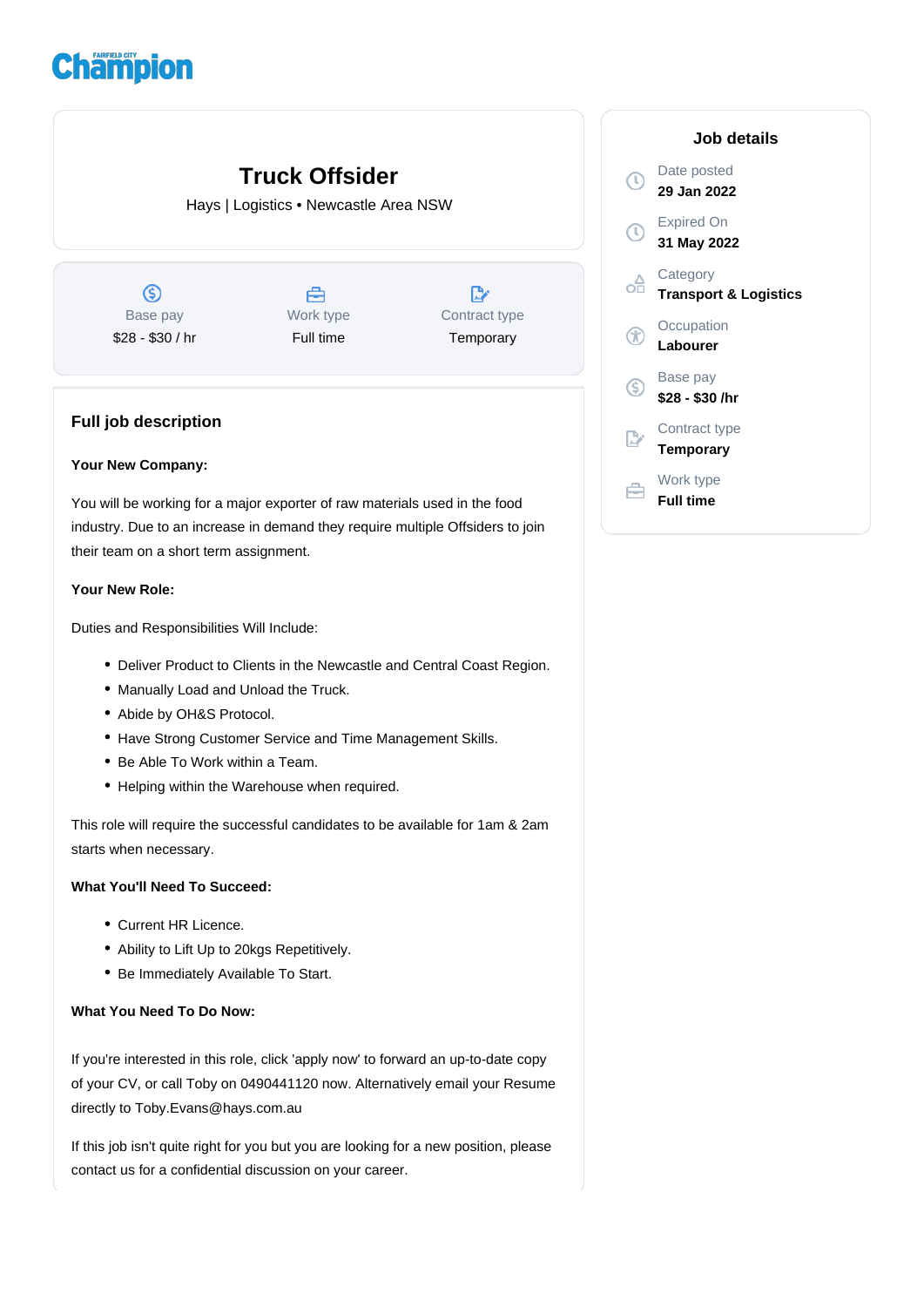Champion

# Truck Offsider

Hays | Logistics • Newcastle Area NSW

| Base pay | Work type | Contract type |
| --- | --- | --- |
| $28 - $30 / hr | Full time | Temporary |

## Full job description

**Your New Company:**

You will be working for a major exporter of raw materials used in the food industry. Due to an increase in demand they require multiple Offsiders to join their team on a short term assignment.

**Your New Role:**

Duties and Responsibilities Will Include:

- Deliver Product to Clients in the Newcastle and Central Coast Region.
- Manually Load and Unload the Truck.
- Abide by OH&S Protocol.
- Have Strong Customer Service and Time Management Skills.
- Be Able To Work within a Team.
- Helping within the Warehouse when required.

This role will require the successful candidates to be available for 1am & 2am starts when necessary.

**What You'll Need To Succeed:**

- Current HR Licence.
- Ability to Lift Up to 20kgs Repetitively.
- Be Immediately Available To Start.

**What You Need To Do Now:**

If you're interested in this role, click 'apply now' to forward an up-to-date copy of your CV, or call Toby on 0490441120 now. Alternatively email your Resume directly to Toby.Evans@hays.com.au

If this job isn't quite right for you but you are looking for a new position, please contact us for a confidential discussion on your career.

## Job details

Date posted
**29 Jan 2022**

Expired On
**31 May 2022**

Category
**Transport & Logistics**

Occupation
**Labourer**

Base pay
**$28 - $30 /hr**

Contract type
**Temporary**

Work type
**Full time**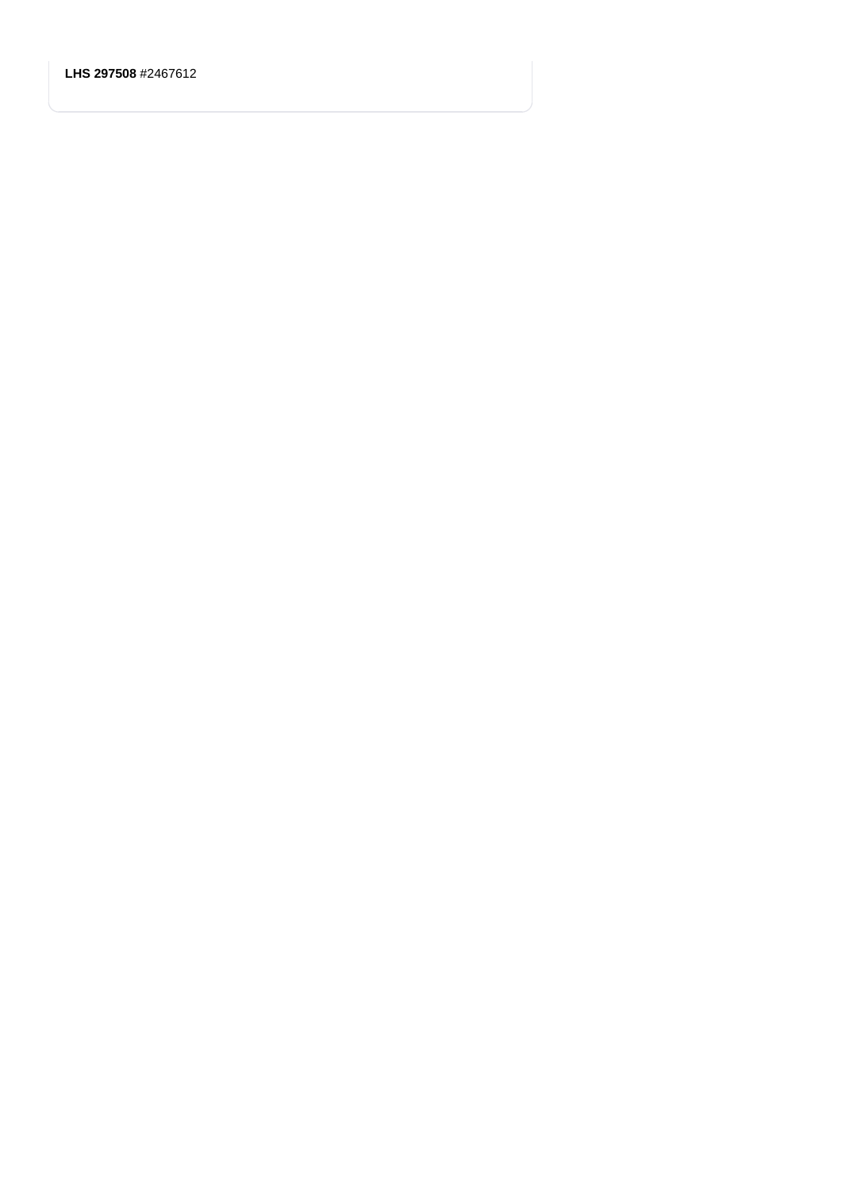**LHS 297508** #2467612